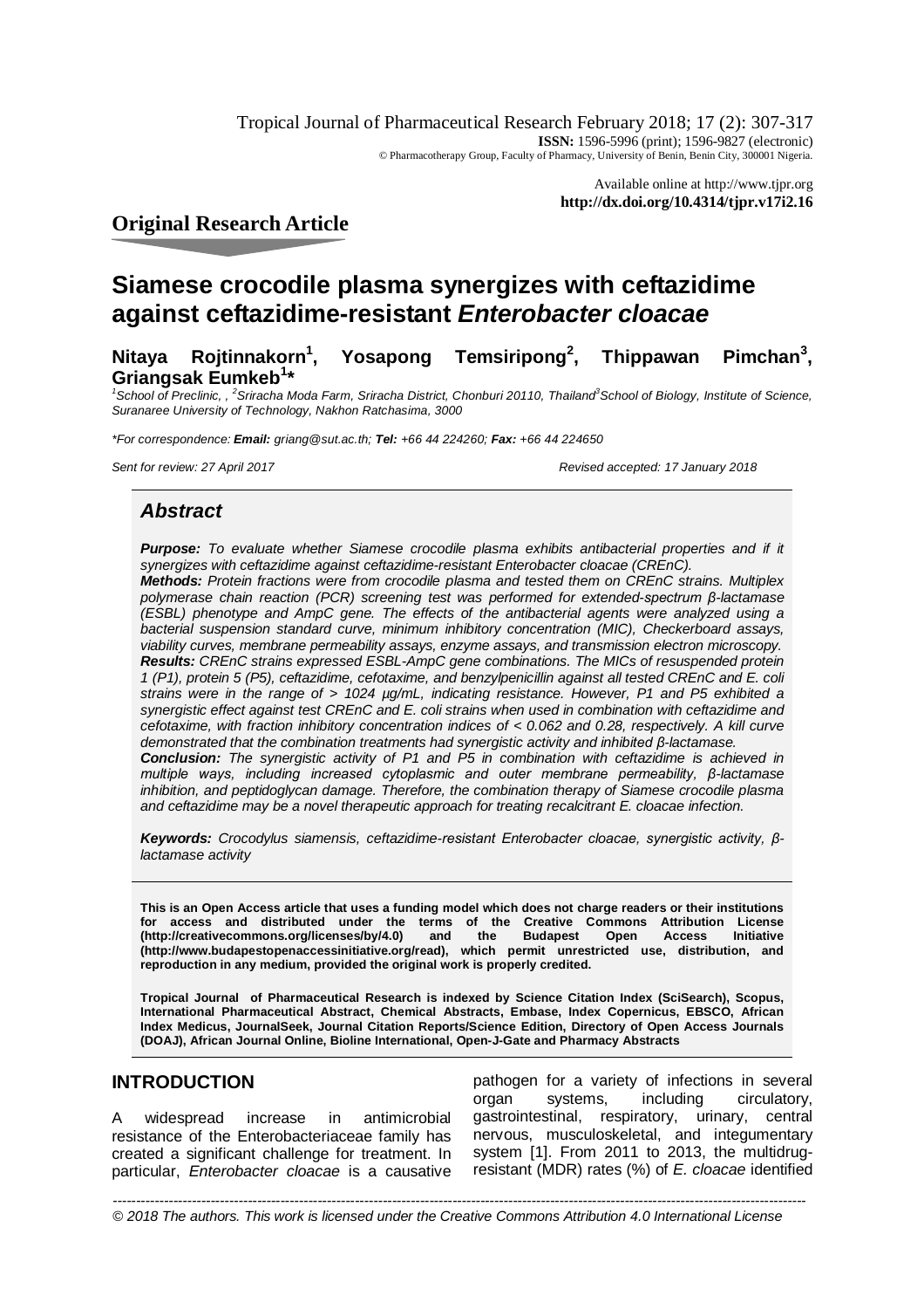Tropical Journal of Pharmaceutical Research February 2018; 17 (2): 307-317
**ISSN:** 1596-5996 (print); 1596-9827 (electronic)
© Pharmacotherapy Group, Faculty of Pharmacy, University of Benin, Benin City, 300001 Nigeria.

Available online at http://www.tjpr.org
**http://dx.doi.org/10.4314/tjpr.v17i2.16**

## Original Research Article

# Siamese crocodile plasma synergizes with ceftazidime against ceftazidime-resistant *Enterobacter cloacae*

**Nitaya Rojtinnakorn[1], Yosapong Temsiripong[2], Thippawan Pimchan[3], Griangsak Eumkeb[1]\***

*[1]School of Preclinic, , [2]Sriracha Moda Farm, Sriracha District, Chonburi 20110, Thailand[3]School of Biology, Institute of Science, Suranaree University of Technology, Nakhon Ratchasima, 3000*

*\*For correspondence: **Email:** griang@sut.ac.th; **Tel:** +66 44 224260; **Fax:** +66 44 224650*

*Sent for review: 27 April 2017* *Revised accepted: 17 January 2018*

## *Abstract*

***Purpose:*** *To evaluate whether Siamese crocodile plasma exhibits antibacterial properties and if it synergizes with ceftazidime against ceftazidime-resistant Enterobacter cloacae (CREnC).*

***Methods:*** *Protein fractions were from crocodile plasma and tested them on CREnC strains. Multiplex polymerase chain reaction (PCR) screening test was performed for extended-spectrum β-lactamase (ESBL) phenotype and AmpC gene. The effects of the antibacterial agents were analyzed using a bacterial suspension standard curve, minimum inhibitory concentration (MIC), Checkerboard assays, viability curves, membrane permeability assays, enzyme assays, and transmission electron microscopy.*

***Results:*** *CREnC strains expressed ESBL-AmpC gene combinations. The MICs of resuspended protein 1 (P1), protein 5 (P5), ceftazidime, cefotaxime, and benzylpenicillin against all tested CREnC and E. coli strains were in the range of > 1024 µg/mL, indicating resistance. However, P1 and P5 exhibited a synergistic effect against test CREnC and E. coli strains when used in combination with ceftazidime and cefotaxime, with fraction inhibitory concentration indices of < 0.062 and 0.28, respectively. A kill curve demonstrated that the combination treatments had synergistic activity and inhibited β-lactamase.*

***Conclusion:*** *The synergistic activity of P1 and P5 in combination with ceftazidime is achieved in multiple ways, including increased cytoplasmic and outer membrane permeability, β-lactamase inhibition, and peptidoglycan damage. Therefore, the combination therapy of Siamese crocodile plasma and ceftazidime may be a novel therapeutic approach for treating recalcitrant E. cloacae infection.*

***Keywords:*** *Crocodylus siamensis, ceftazidime-resistant Enterobacter cloacae, synergistic activity, β-lactamase activity*

**This is an Open Access article that uses a funding model which does not charge readers or their institutions for access and distributed under the terms of the Creative Commons Attribution License (http://creativecommons.org/licenses/by/4.0) and the Budapest Open Access Initiative (http://www.budapestopenaccessinitiative.org/read), which permit unrestricted use, distribution, and reproduction in any medium, provided the original work is properly credited.**

**Tropical Journal of Pharmaceutical Research is indexed by Science Citation Index (SciSearch), Scopus, International Pharmaceutical Abstract, Chemical Abstracts, Embase, Index Copernicus, EBSCO, African Index Medicus, JournalSeek, Journal Citation Reports/Science Edition, Directory of Open Access Journals (DOAJ), African Journal Online, Bioline International, Open-J-Gate and Pharmacy Abstracts**

## INTRODUCTION

A widespread increase in antimicrobial resistance of the Enterobacteriaceae family has created a significant challenge for treatment. In particular, *Enterobacter cloacae* is a causative pathogen for a variety of infections in several organ systems, including circulatory, gastrointestinal, respiratory, urinary, central nervous, musculoskeletal, and integumentary system [1]. From 2011 to 2013, the multidrug-resistant (MDR) rates (%) of *E. cloacae* identified

*© 2018 The authors. This work is licensed under the Creative Commons Attribution 4.0 International License*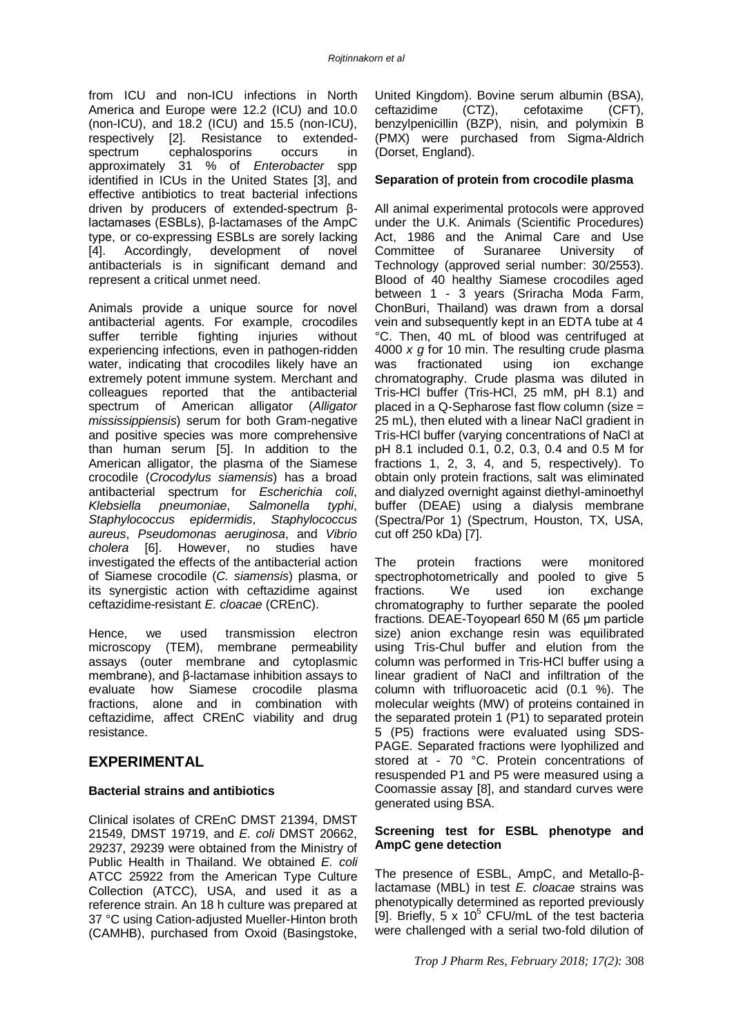from ICU and non-ICU infections in North America and Europe were 12.2 (ICU) and 10.0 (non-ICU), and 18.2 (ICU) and 15.5 (non-ICU), respectively [2]. Resistance to extended-spectrum cephalosporins occurs in approximately 31 % of *Enterobacter* spp identified in ICUs in the United States [3], and effective antibiotics to treat bacterial infections driven by producers of extended-spectrum β-lactamases (ESBLs), β-lactamases of the AmpC type, or co-expressing ESBLs are sorely lacking [4]. Accordingly, development of novel antibacterials is in significant demand and represent a critical unmet need.

Animals provide a unique source for novel antibacterial agents. For example, crocodiles suffer terrible fighting injuries without experiencing infections, even in pathogen-ridden water, indicating that crocodiles likely have an extremely potent immune system. Merchant and colleagues reported that the antibacterial spectrum of American alligator (*Alligator mississippiensis*) serum for both Gram-negative and positive species was more comprehensive than human serum [5]. In addition to the American alligator, the plasma of the Siamese crocodile (*Crocodylus siamensis*) has a broad antibacterial spectrum for *Escherichia coli*, *Klebsiella pneumoniae*, *Salmonella typhi*, *Staphylococcus epidermidis*, *Staphylococcus aureus*, *Pseudomonas aeruginosa*, and *Vibrio cholera* [6]. However, no studies have investigated the effects of the antibacterial action of Siamese crocodile (*C. siamensis*) plasma, or its synergistic action with ceftazidime against ceftazidime-resistant *E. cloacae* (CREnC).

Hence, we used transmission electron microscopy (TEM), membrane permeability assays (outer membrane and cytoplasmic membrane), and β-lactamase inhibition assays to evaluate how Siamese crocodile plasma fractions, alone and in combination with ceftazidime, affect CREnC viability and drug resistance.

## EXPERIMENTAL

### Bacterial strains and antibiotics

Clinical isolates of CREnC DMST 21394, DMST 21549, DMST 19719, and *E. coli* DMST 20662, 29237, 29239 were obtained from the Ministry of Public Health in Thailand. We obtained *E. coli* ATCC 25922 from the American Type Culture Collection (ATCC), USA, and used it as a reference strain. An 18 h culture was prepared at 37 °C using Cation-adjusted Mueller-Hinton broth (CAMHB), purchased from Oxoid (Basingstoke, United Kingdom). Bovine serum albumin (BSA), ceftazidime (CTZ), cefotaxime (CFT), benzylpenicillin (BZP), nisin, and polymixin B (PMX) were purchased from Sigma-Aldrich (Dorset, England).

### Separation of protein from crocodile plasma

All animal experimental protocols were approved under the U.K. Animals (Scientific Procedures) Act, 1986 and the Animal Care and Use Committee of Suranaree University of Technology (approved serial number: 30/2553). Blood of 40 healthy Siamese crocodiles aged between 1 - 3 years (Sriracha Moda Farm, ChonBuri, Thailand) was drawn from a dorsal vein and subsequently kept in an EDTA tube at 4 °C. Then, 40 mL of blood was centrifuged at 4000 *x g* for 10 min. The resulting crude plasma was fractionated using ion exchange chromatography. Crude plasma was diluted in Tris-HCl buffer (Tris-HCl, 25 mM, pH 8.1) and placed in a Q-Sepharose fast flow column (size = 25 mL), then eluted with a linear NaCl gradient in Tris-HCl buffer (varying concentrations of NaCl at pH 8.1 included 0.1, 0.2, 0.3, 0.4 and 0.5 M for fractions 1, 2, 3, 4, and 5, respectively). To obtain only protein fractions, salt was eliminated and dialyzed overnight against diethyl-aminoethyl buffer (DEAE) using a dialysis membrane (Spectra/Por 1) (Spectrum, Houston, TX, USA, cut off 250 kDa) [7].

The protein fractions were monitored spectrophotometrically and pooled to give 5 fractions. We used ion exchange chromatography to further separate the pooled fractions. DEAE-Toyopearl 650 M (65 µm particle size) anion exchange resin was equilibrated using Tris-Chul buffer and elution from the column was performed in Tris-HCl buffer using a linear gradient of NaCl and infiltration of the column with trifluoroacetic acid (0.1 %). The molecular weights (MW) of proteins contained in the separated protein 1 (P1) to separated protein 5 (P5) fractions were evaluated using SDS-PAGE. Separated fractions were lyophilized and stored at - 70 °C. Protein concentrations of resuspended P1 and P5 were measured using a Coomassie assay [8], and standard curves were generated using BSA.

### Screening test for ESBL phenotype and AmpC gene detection

The presence of ESBL, AmpC, and Metallo-β-lactamase (MBL) in test *E. cloacae* strains was phenotypically determined as reported previously [9]. Briefly, $5 \times 10^5$ CFU/mL of the test bacteria were challenged with a serial two-fold dilution of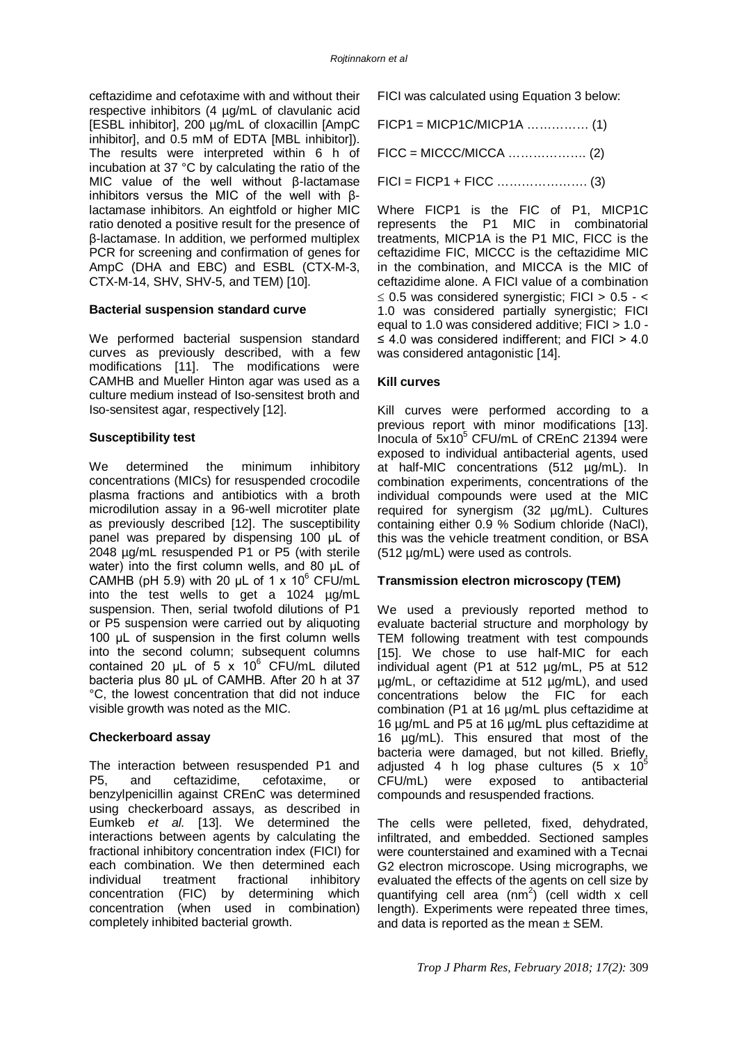ceftazidime and cefotaxime with and without their respective inhibitors (4 µg/mL of clavulanic acid [ESBL inhibitor], 200 µg/mL of cloxacillin [AmpC inhibitor], and 0.5 mM of EDTA [MBL inhibitor]). The results were interpreted within 6 h of incubation at 37 °C by calculating the ratio of the MIC value of the well without β-lactamase inhibitors versus the MIC of the well with β-lactamase inhibitors. An eightfold or higher MIC ratio denoted a positive result for the presence of β-lactamase. In addition, we performed multiplex PCR for screening and confirmation of genes for AmpC (DHA and EBC) and ESBL (CTX-M-3, CTX-M-14, SHV, SHV-5, and TEM) [10].

**Bacterial suspension standard curve**

We performed bacterial suspension standard curves as previously described, with a few modifications [11]. The modifications were CAMHB and Mueller Hinton agar was used as a culture medium instead of Iso-sensitest broth and Iso-sensitest agar, respectively [12].

**Susceptibility test**

We determined the minimum inhibitory concentrations (MICs) for resuspended crocodile plasma fractions and antibiotics with a broth microdilution assay in a 96-well microtiter plate as previously described [12]. The susceptibility panel was prepared by dispensing 100 µL of 2048 µg/mL resuspended P1 or P5 (with sterile water) into the first column wells, and 80 µL of CAMHB (pH 5.9) with 20 µL of $1 \times 10^6$ CFU/mL into the test wells to get a 1024 µg/mL suspension. Then, serial twofold dilutions of P1 or P5 suspension were carried out by aliquoting 100 µL of suspension in the first column wells into the second column; subsequent columns contained 20 µL of $5 \times 10^6$ CFU/mL diluted bacteria plus 80 µL of CAMHB. After 20 h at 37 °C, the lowest concentration that did not induce visible growth was noted as the MIC.

**Checkerboard assay**

The interaction between resuspended P1 and P5, and ceftazidime, cefotaxime, or benzylpenicillin against CREnC was determined using checkerboard assays, as described in Eumkeb *et al.* [13]. We determined the interactions between agents by calculating the fractional inhibitory concentration index (FICI) for each combination. We then determined each individual treatment fractional inhibitory concentration (FIC) by determining which concentration (when used in combination) completely inhibited bacterial growth.

FICI was calculated using Equation 3 below:

$$FICP1 = MICP1C/MICP1A \quad \ldots\ldots\ldots\ldots\ldots (1)$$

$$FICC = MICCC/MICCA \quad \ldots\ldots\ldots\ldots\ldots\ldots (2)$$

$$FICI = FICP1 + FICC \quad \ldots\ldots\ldots\ldots\ldots\ldots\ldots (3)$$

Where FICP1 is the FIC of P1, MICP1C represents the P1 MIC in combinatorial treatments, MICP1A is the P1 MIC, FICC is the ceftazidime FIC, MICCC is the ceftazidime MIC in the combination, and MICCA is the MIC of ceftazidime alone. A FICI value of a combination $\leq 0.5$ was considered synergistic; FICI $> 0.5$ - $< 1.0$ was considered partially synergistic; FICI equal to 1.0 was considered additive; FICI $> 1.0$ - $\leq 4.0$ was considered indifferent; and FICI $> 4.0$ was considered antagonistic [14].

**Kill curves**

Kill curves were performed according to a previous report with minor modifications [13]. Inocula of $5 \times 10^5$ CFU/mL of CREnC 21394 were exposed to individual antibacterial agents, used at half-MIC concentrations (512 µg/mL). In combination experiments, concentrations of the individual compounds were used at the MIC required for synergism (32 µg/mL). Cultures containing either 0.9 % Sodium chloride (NaCl), this was the vehicle treatment condition, or BSA (512 µg/mL) were used as controls.

**Transmission electron microscopy (TEM)**

We used a previously reported method to evaluate bacterial structure and morphology by TEM following treatment with test compounds [15]. We chose to use half-MIC for each individual agent (P1 at 512 µg/mL, P5 at 512 µg/mL, or ceftazidime at 512 µg/mL), and used concentrations below the FIC for each combination (P1 at 16 µg/mL plus ceftazidime at 16 µg/mL and P5 at 16 µg/mL plus ceftazidime at 16 µg/mL). This ensured that most of the bacteria were damaged, but not killed. Briefly, adjusted 4 h log phase cultures ($5 \times 10^5$ CFU/mL) were exposed to antibacterial compounds and resuspended fractions.

The cells were pelleted, fixed, dehydrated, infiltrated, and embedded. Sectioned samples were counterstained and examined with a Tecnai G2 electron microscope. Using micrographs, we evaluated the effects of the agents on cell size by quantifying cell area ($nm^2$) (cell width x cell length). Experiments were repeated three times, and data is reported as the mean ± SEM.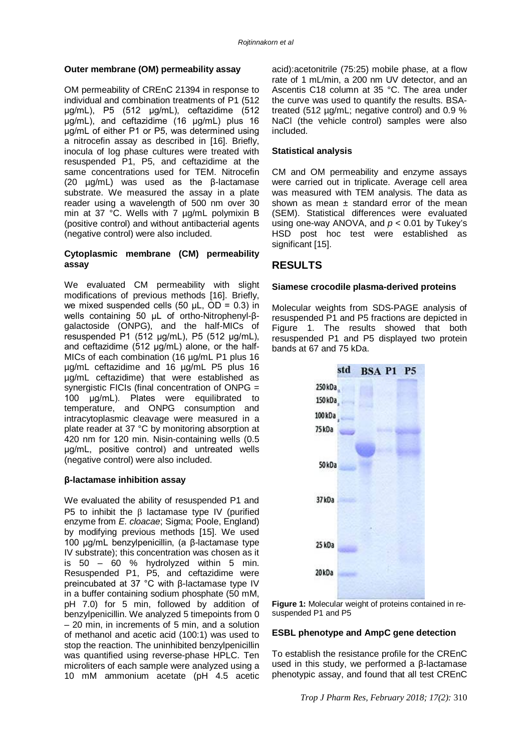#### Outer membrane (OM) permeability assay

OM permeability of CREnC 21394 in response to individual and combination treatments of P1 (512 µg/mL), P5 (512 µg/mL), ceftazidime (512 µg/mL), and ceftazidime (16 µg/mL) plus 16 µg/mL of either P1 or P5, was determined using a nitrocefin assay as described in [16]. Briefly, inocula of log phase cultures were treated with resuspended P1, P5, and ceftazidime at the same concentrations used for TEM. Nitrocefin (20 µg/mL) was used as the β-lactamase substrate. We measured the assay in a plate reader using a wavelength of 500 nm over 30 min at 37 °C. Wells with 7 µg/mL polymixin B (positive control) and without antibacterial agents (negative control) were also included.

#### Cytoplasmic membrane (CM) permeability assay

We evaluated CM permeability with slight modifications of previous methods [16]. Briefly, we mixed suspended cells (50 µL, OD = 0.3) in wells containing 50 µL of ortho-Nitrophenyl-β-galactoside (ONPG), and the half-MICs of resuspended P1 (512 µg/mL), P5 (512 µg/mL), and ceftazidime (512 µg/mL) alone, or the half-MICs of each combination (16 µg/mL P1 plus 16 µg/mL ceftazidime and 16 µg/mL P5 plus 16 µg/mL ceftazidime) that were established as synergistic FICIs (final concentration of ONPG = 100 µg/mL). Plates were equilibrated to temperature, and ONPG consumption and intracytoplasmic cleavage were measured in a plate reader at 37 °C by monitoring absorption at 420 nm for 120 min. Nisin-containing wells (0.5 µg/mL, positive control) and untreated wells (negative control) were also included.

#### β-lactamase inhibition assay

We evaluated the ability of resuspended P1 and P5 to inhibit the β lactamase type IV (purified enzyme from *E. cloacae*; Sigma; Poole, England) by modifying previous methods [15]. We used 100 µg/mL benzylpenicillin, (a β-lactamase type IV substrate); this concentration was chosen as it is 50 – 60 % hydrolyzed within 5 min. Resuspended P1, P5, and ceftazidime were preincubated at 37 °C with β-lactamase type IV in a buffer containing sodium phosphate (50 mM, pH 7.0) for 5 min, followed by addition of benzylpenicillin. We analyzed 5 timepoints from 0 – 20 min, in increments of 5 min, and a solution of methanol and acetic acid (100:1) was used to stop the reaction. The uninhibited benzylpenicillin was quantified using reverse-phase HPLC. Ten microliters of each sample were analyzed using a 10 mM ammonium acetate (pH 4.5 acetic acid):acetonitrile (75:25) mobile phase, at a flow rate of 1 mL/min, a 200 nm UV detector, and an Ascentis C18 column at 35 °C. The area under the curve was used to quantify the results. BSA-treated (512 µg/mL; negative control) and 0.9 % NaCl (the vehicle control) samples were also included.

#### Statistical analysis

CM and OM permeability and enzyme assays were carried out in triplicate. Average cell area was measured with TEM analysis. The data as shown as mean ± standard error of the mean (SEM). Statistical differences were evaluated using one-way ANOVA, and $p < 0.01$ by Tukey's HSD post hoc test were established as significant [15].

## RESULTS

#### Siamese crocodile plasma-derived proteins

Molecular weights from SDS-PAGE analysis of resuspended P1 and P5 fractions are depicted in Figure 1. The results showed that both resuspended P1 and P5 displayed two protein bands at 67 and 75 kDa.

**Figure 1:** Molecular weight of proteins contained in re-suspended P1 and P5

#### ESBL phenotype and AmpC gene detection

To establish the resistance profile for the CREnC used in this study, we performed a β-lactamase phenotypic assay, and found that all test CREnC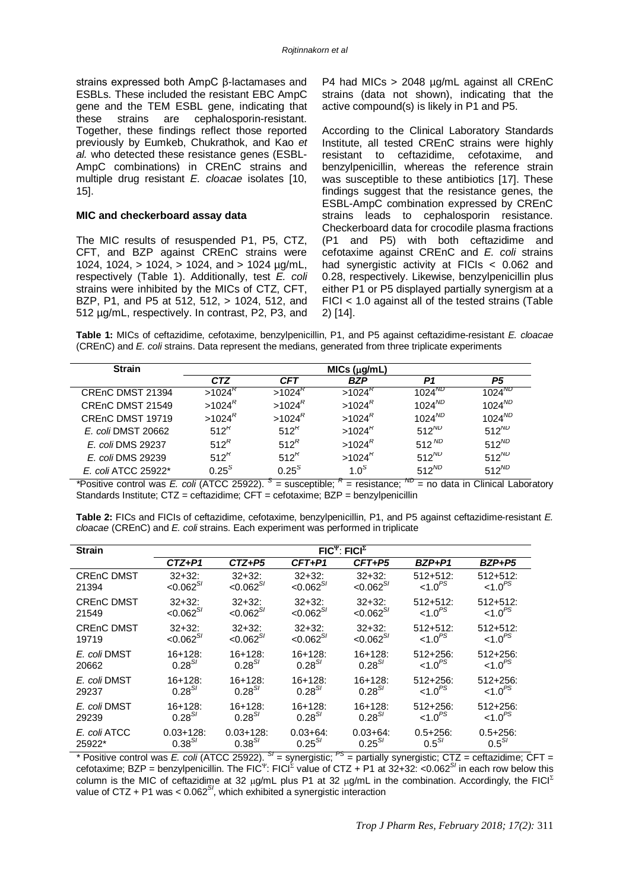strains expressed both AmpC β-lactamases and ESBLs. These included the resistant EBC AmpC gene and the TEM ESBL gene, indicating that these strains are cephalosporin-resistant. Together, these findings reflect those reported previously by Eumkeb, Chukrathok, and Kao *et al.* who detected these resistance genes (ESBL-AmpC combinations) in CREnC strains and multiple drug resistant *E. cloacae* isolates [10, 15].

### MIC and checkerboard assay data

The MIC results of resuspended P1, P5, CTZ, CFT, and BZP against CREnC strains were 1024, 1024, > 1024, > 1024, and > 1024 µg/mL, respectively (Table 1). Additionally, test *E. coli* strains were inhibited by the MICs of CTZ, CFT, BZP, P1, and P5 at 512, 512, > 1024, 512, and 512 µg/mL, respectively. In contrast, P2, P3, and P4 had MICs > 2048 µg/mL against all CREnC strains (data not shown), indicating that the active compound(s) is likely in P1 and P5.

According to the Clinical Laboratory Standards Institute, all tested CREnC strains were highly resistant to ceftazidime, cefotaxime, and benzylpenicillin, whereas the reference strain was susceptible to these antibiotics [17]. These findings suggest that the resistance genes, the ESBL-AmpC combination expressed by CREnC strains leads to cephalosporin resistance. Checkerboard data for crocodile plasma fractions (P1 and P5) with both ceftazidime and cefotaxime against CREnC and *E. coli* strains had synergistic activity at FICIs < 0.062 and 0.28, respectively. Likewise, benzylpenicillin plus either P1 or P5 displayed partially synergism at a FICI < 1.0 against all of the tested strains (Table 2) [14].

**Table 1:** MICs of ceftazidime, cefotaxime, benzylpenicillin, P1, and P5 against ceftazidime-resistant *E. cloacae* (CREnC) and *E. coli* strains. Data represent the medians, generated from three triplicate experiments

| Strain | MICs (μg/mL) | | | | |
|---|---|---|---|---|---|
| | *CTZ* | *CFT* | *BZP* | *P1* | *P5* |
| CREnC DMST 21394 | $>1024^{R}$ | $>1024^{R}$ | $>1024^{R}$ | $1024^{ND}$ | $1024^{ND}$ |
| CREnC DMST 21549 | $>1024^{R}$ | $>1024^{R}$ | $>1024^{R}$ | $1024^{ND}$ | $1024^{ND}$ |
| CREnC DMST 19719 | $>1024^{R}$ | $>1024^{R}$ | $>1024^{R}$ | $1024^{ND}$ | $1024^{ND}$ |
| *E. coli* DMST 20662 | $512^{R}$ | $512^{R}$ | $>1024^{R}$ | $512^{ND}$ | $512^{ND}$ |
| *E. coli* DMS 29237 | $512^{R}$ | $512^{R}$ | $>1024^{R}$ | $512^{ND}$ | $512^{ND}$ |
| *E. coli* DMS 29239 | $512^{R}$ | $512^{R}$ | $>1024^{R}$ | $512^{ND}$ | $512^{ND}$ |
| *E. coli* ATCC 25922* | $0.25^{S}$ | $0.25^{S}$ | $1.0^{S}$ | $512^{ND}$ | $512^{ND}$ |

*Positive control was *E. coli* (ATCC 25922). $^{S}$ = susceptible; $^{R}$ = resistance; $^{ND}$ = no data in Clinical Laboratory Standards Institute; CTZ = ceftazidime; CFT = cefotaxime; BZP = benzylpenicillin

**Table 2:** FICs and FICIs of ceftazidime, cefotaxime, benzylpenicillin, P1, and P5 against ceftazidime-resistant *E. cloacae* (CREnC) and *E. coli* strains. Each experiment was performed in triplicate

| Strain | $FIC^{\Psi}$: $FICI^{\Sigma}$ | | | | | |
|---|---|---|---|---|---|---|
| | *CTZ+P1* | *CTZ+P5* | *CFT+P1* | *CFT+P5* | *BZP+P1* | *BZP+P5* |
| CREnC DMST 21394 | 32+32: $<0.062^{SI}$ | 32+32: $<0.062^{SI}$ | 32+32: $<0.062^{SI}$ | 32+32: $<0.062^{SI}$ | 512+512: $<1.0^{PS}$ | 512+512: $<1.0^{PS}$ |
| CREnC DMST 21549 | 32+32: $<0.062^{SI}$ | 32+32: $<0.062^{SI}$ | 32+32: $<0.062^{SI}$ | 32+32: $<0.062^{SI}$ | 512+512: $<1.0^{PS}$ | 512+512: $<1.0^{PS}$ |
| CREnC DMST 19719 | 32+32: $<0.062^{SI}$ | 32+32: $<0.062^{SI}$ | 32+32: $<0.062^{SI}$ | 32+32: $<0.062^{SI}$ | 512+512: $<1.0^{PS}$ | 512+512: $<1.0^{PS}$ |
| *E. coli* DMST 20662 | 16+128: $0.28^{SI}$ | 16+128: $0.28^{SI}$ | 16+128: $0.28^{SI}$ | 16+128: $0.28^{SI}$ | 512+256: $<1.0^{PS}$ | 512+256: $<1.0^{PS}$ |
| *E. coli* DMST 29237 | 16+128: $0.28^{SI}$ | 16+128: $0.28^{SI}$ | 16+128: $0.28^{SI}$ | 16+128: $0.28^{SI}$ | 512+256: $<1.0^{PS}$ | 512+256: $<1.0^{PS}$ |
| *E. coli* DMST 29239 | 16+128: $0.28^{SI}$ | 16+128: $0.28^{SI}$ | 16+128: $0.28^{SI}$ | 16+128: $0.28^{SI}$ | 512+256: $<1.0^{PS}$ | 512+256: $<1.0^{PS}$ |
| *E. coli* ATCC 25922* | 0.03+128: $0.38^{SI}$ | 0.03+128: $0.38^{SI}$ | 0.03+64: $0.25^{SI}$ | 0.03+64: $0.25^{SI}$ | 0.5+256: $0.5^{SI}$ | 0.5+256: $0.5^{SI}$ |

\* Positive control was *E. coli* (ATCC 25922). $^{SI}$ = synergistic; $^{PS}$ = partially synergistic; CTZ = ceftazidime; CFT = cefotaxime; BZP = benzylpenicillin. The $FIC^{\Psi}$: $FICI^{\Sigma}$ value of CTZ + P1 at 32+32: $<0.062^{SI}$ in each row below this column is the MIC of ceftazidime at 32 μg/mL plus P1 at 32 μg/mL in the combination. Accordingly, the $FICI^{\Sigma}$ value of CTZ + P1 was $< 0.062^{SI}$, which exhibited a synergistic interaction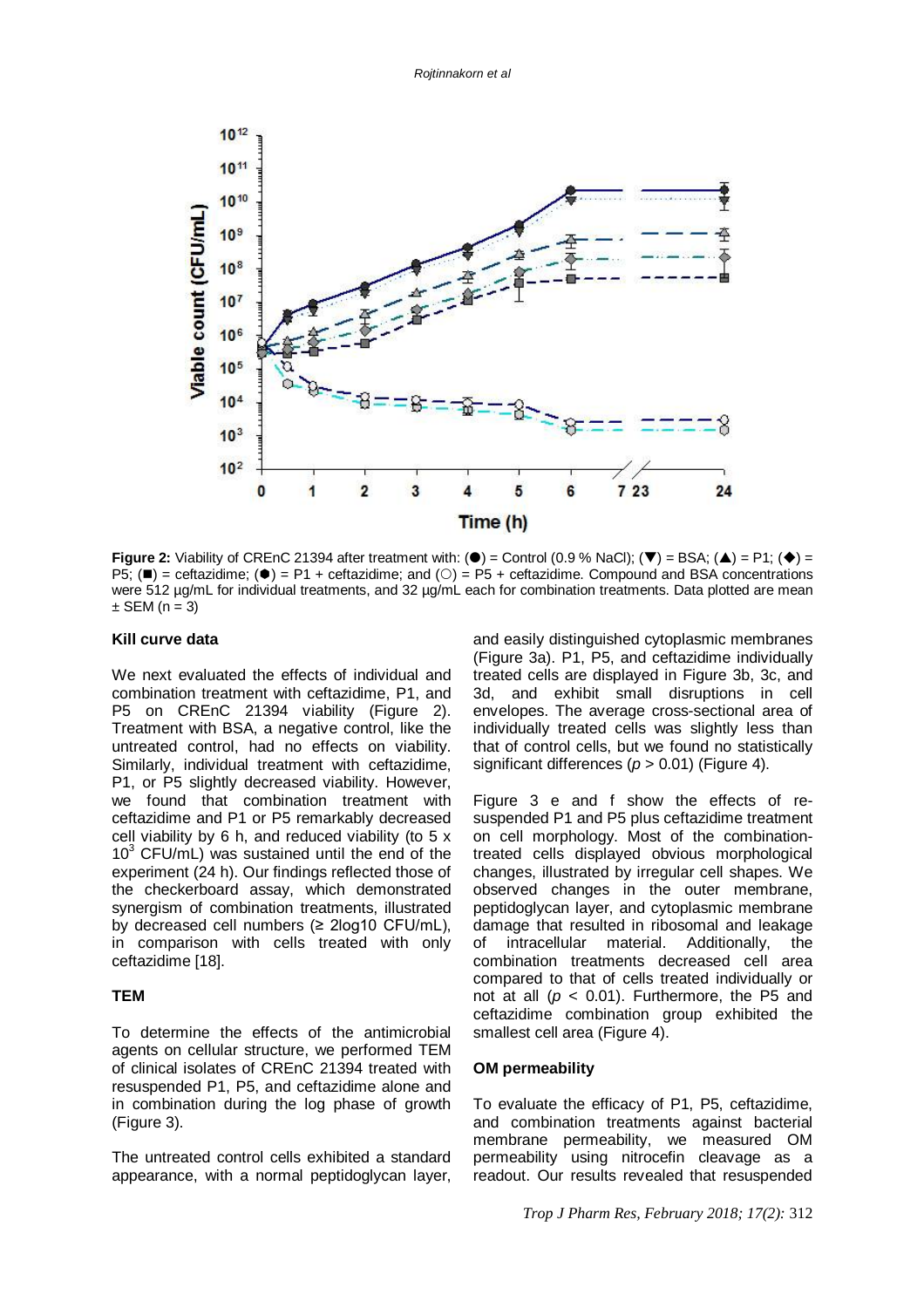**Figure 2:** Viability of CREnC 21394 after treatment with: (●) = Control (0.9 % NaCl); (▼) = BSA; (▲) = P1; (◆) = P5; (■) = ceftazidime; (●) = P1 + ceftazidime; and (○) = P5 + ceftazidime. Compound and BSA concentrations were 512 µg/mL for individual treatments, and 32 µg/mL each for combination treatments. Data plotted are mean ± SEM (n = 3)

**Kill curve data**

We next evaluated the effects of individual and combination treatment with ceftazidime, P1, and P5 on CREnC 21394 viability (Figure 2). Treatment with BSA, a negative control, like the untreated control, had no effects on viability. Similarly, individual treatment with ceftazidime, P1, or P5 slightly decreased viability. However, we found that combination treatment with ceftazidime and P1 or P5 remarkably decreased cell viability by 6 h, and reduced viability (to 5 x $10^3$ CFU/mL) was sustained until the end of the experiment (24 h). Our findings reflected those of the checkerboard assay, which demonstrated synergism of combination treatments, illustrated by decreased cell numbers (≥ 2log10 CFU/mL), in comparison with cells treated with only ceftazidime [18].

**TEM**

To determine the effects of the antimicrobial agents on cellular structure, we performed TEM of clinical isolates of CREnC 21394 treated with resuspended P1, P5, and ceftazidime alone and in combination during the log phase of growth (Figure 3).

The untreated control cells exhibited a standard appearance, with a normal peptidoglycan layer, and easily distinguished cytoplasmic membranes (Figure 3a). P1, P5, and ceftazidime individually treated cells are displayed in Figure 3b, 3c, and 3d, and exhibit small disruptions in cell envelopes. The average cross-sectional area of individually treated cells was slightly less than that of control cells, but we found no statistically significant differences ($p > 0.01$) (Figure 4).

Figure 3 e and f show the effects of re-suspended P1 and P5 plus ceftazidime treatment on cell morphology. Most of the combination-treated cells displayed obvious morphological changes, illustrated by irregular cell shapes. We observed changes in the outer membrane, peptidoglycan layer, and cytoplasmic membrane damage that resulted in ribosomal and leakage of intracellular material. Additionally, the combination treatments decreased cell area compared to that of cells treated individually or not at all ($p < 0.01$). Furthermore, the P5 and ceftazidime combination group exhibited the smallest cell area (Figure 4).

**OM permeability**

To evaluate the efficacy of P1, P5, ceftazidime, and combination treatments against bacterial membrane permeability, we measured OM permeability using nitrocefin cleavage as a readout. Our results revealed that resuspended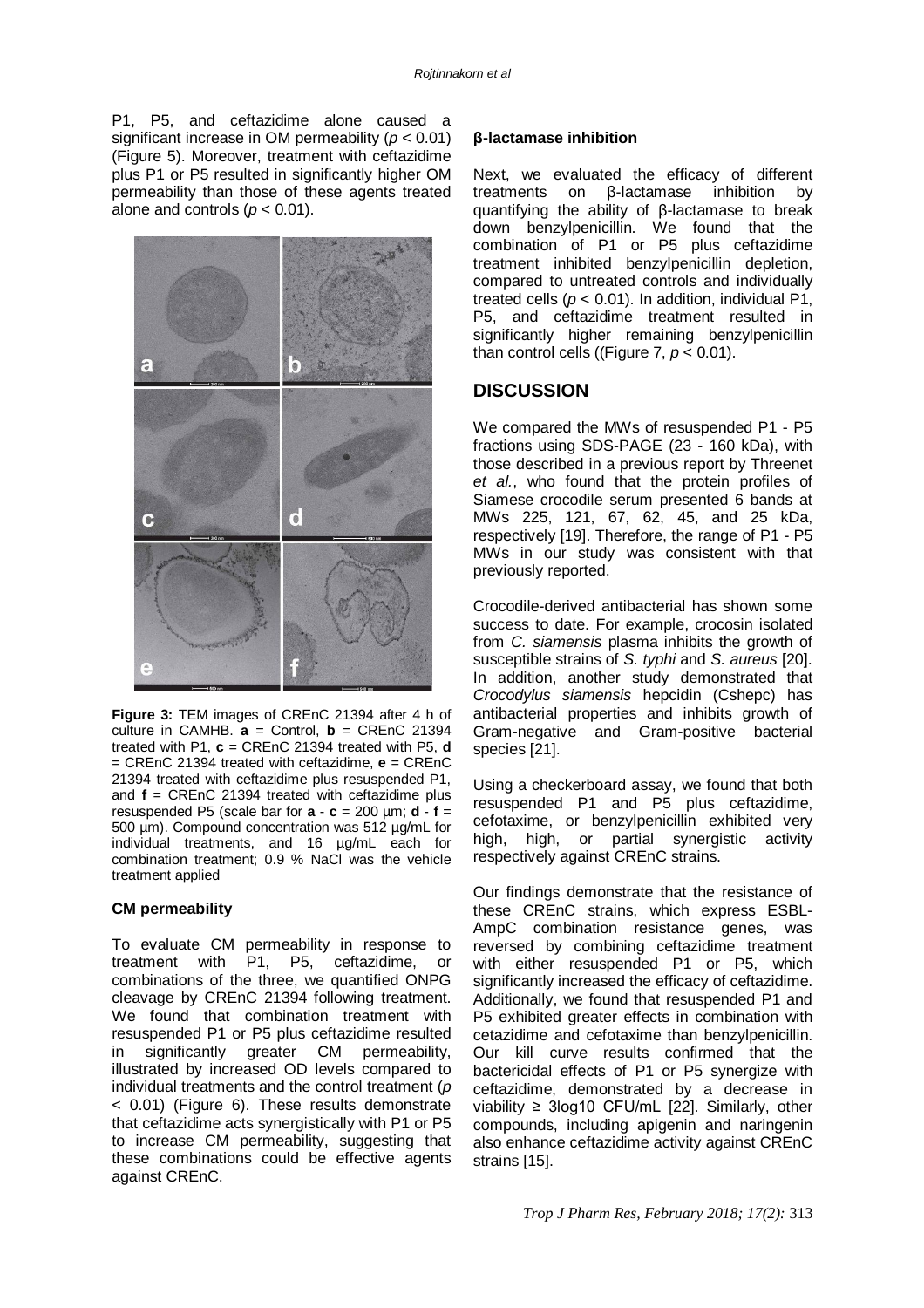P1, P5, and ceftazidime alone caused a significant increase in OM permeability ($p < 0.01$) (Figure 5). Moreover, treatment with ceftazidime plus P1 or P5 resulted in significantly higher OM permeability than those of these agents treated alone and controls ($p < 0.01$).

**Figure 3:** TEM images of CREnC 21394 after 4 h of culture in CAMHB. **a** = Control, **b** = CREnC 21394 treated with P1, **c** = CREnC 21394 treated with P5, **d** = CREnC 21394 treated with ceftazidime, **e** = CREnC 21394 treated with ceftazidime plus resuspended P1, and **f** = CREnC 21394 treated with ceftazidime plus resuspended P5 (scale bar for **a** - **c** = 200 µm; **d** - **f** = 500 µm). Compound concentration was 512 µg/mL for individual treatments, and 16 µg/mL each for combination treatment; 0.9 % NaCl was the vehicle treatment applied

**CM permeability**

To evaluate CM permeability in response to treatment with P1, P5, ceftazidime, or combinations of the three, we quantified ONPG cleavage by CREnC 21394 following treatment. We found that combination treatment with resuspended P1 or P5 plus ceftazidime resulted in significantly greater CM permeability, illustrated by increased OD levels compared to individual treatments and the control treatment ($p < 0.01$) (Figure 6). These results demonstrate that ceftazidime acts synergistically with P1 or P5 to increase CM permeability, suggesting that these combinations could be effective agents against CREnC.

**β-lactamase inhibition**

Next, we evaluated the efficacy of different treatments on β-lactamase inhibition by quantifying the ability of β-lactamase to break down benzylpenicillin. We found that the combination of P1 or P5 plus ceftazidime treatment inhibited benzylpenicillin depletion, compared to untreated controls and individually treated cells ($p < 0.01$). In addition, individual P1, P5, and ceftazidime treatment resulted in significantly higher remaining benzylpenicillin than control cells ((Figure 7, $p < 0.01$).

## DISCUSSION

We compared the MWs of resuspended P1 - P5 fractions using SDS-PAGE (23 - 160 kDa), with those described in a previous report by Threenet *et al.*, who found that the protein profiles of Siamese crocodile serum presented 6 bands at MWs 225, 121, 67, 62, 45, and 25 kDa, respectively [19]. Therefore, the range of P1 - P5 MWs in our study was consistent with that previously reported.

Crocodile-derived antibacterial has shown some success to date. For example, crocosin isolated from *C. siamensis* plasma inhibits the growth of susceptible strains of *S. typhi* and *S. aureus* [20]. In addition, another study demonstrated that *Crocodylus siamensis* hepcidin (Cshepc) has antibacterial properties and inhibits growth of Gram-negative and Gram-positive bacterial species [21].

Using a checkerboard assay, we found that both resuspended P1 and P5 plus ceftazidime, cefotaxime, or benzylpenicillin exhibited very high, high, or partial synergistic activity respectively against CREnC strains.

Our findings demonstrate that the resistance of these CREnC strains, which express ESBL-AmpC combination resistance genes, was reversed by combining ceftazidime treatment with either resuspended P1 or P5, which significantly increased the efficacy of ceftazidime. Additionally, we found that resuspended P1 and P5 exhibited greater effects in combination with cetazidime and cefotaxime than benzylpenicillin. Our kill curve results confirmed that the bactericidal effects of P1 or P5 synergize with ceftazidime, demonstrated by a decrease in viability ≥ 3log10 CFU/mL [22]. Similarly, other compounds, including apigenin and naringenin also enhance ceftazidime activity against CREnC strains [15].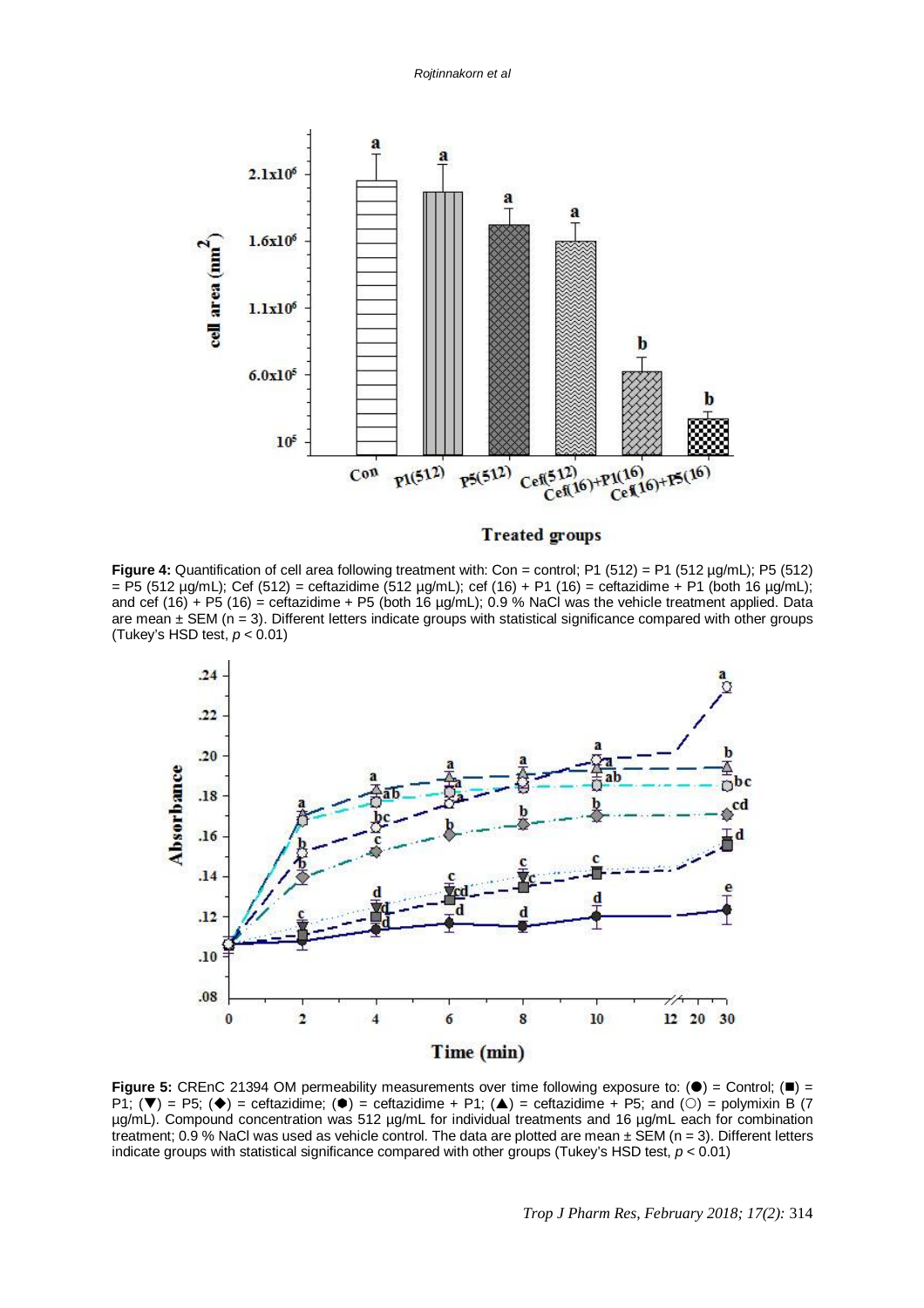**Figure 4:** Quantification of cell area following treatment with: Con = control; P1 (512) = P1 (512 µg/mL); P5 (512) = P5 (512 µg/mL); Cef (512) = ceftazidime (512 µg/mL); cef (16) + P1 (16) = ceftazidime + P1 (both 16 µg/mL); and cef (16) + P5 (16) = ceftazidime + P5 (both 16 µg/mL); 0.9 % NaCl was the vehicle treatment applied. Data are mean ± SEM (n = 3). Different letters indicate groups with statistical significance compared with other groups (Tukey's HSD test, $p < 0.01$)

**Figure 5:** CREnC 21394 OM permeability measurements over time following exposure to: (●) = Control; (■) = P1; (▼) = P5; (◆) = ceftazidime; (⬣) = ceftazidime + P1; (▲) = ceftazidime + P5; and (○) = polymixin B (7 µg/mL). Compound concentration was 512 µg/mL for individual treatments and 16 µg/mL each for combination treatment; 0.9 % NaCl was used as vehicle control. The data are plotted are mean ± SEM (n = 3). Different letters indicate groups with statistical significance compared with other groups (Tukey's HSD test, $p < 0.01$)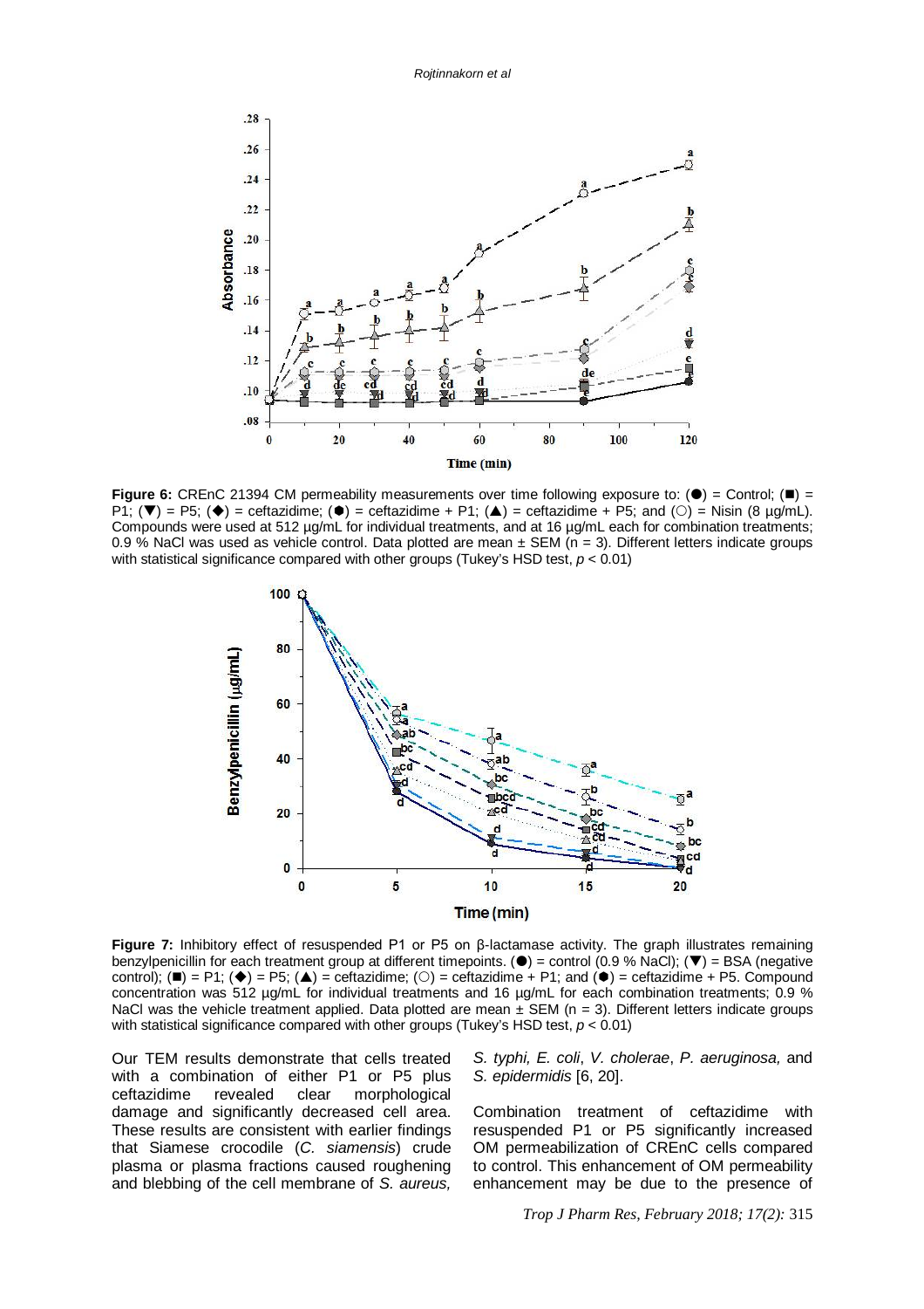**Figure 6:** CREnC 21394 CM permeability measurements over time following exposure to: (●) = Control; (■) = P1; (▼) = P5; (◆) = ceftazidime; (⬢) = ceftazidime + P1; (▲) = ceftazidime + P5; and (○) = Nisin (8 µg/mL). Compounds were used at 512 µg/mL for individual treatments, and at 16 µg/mL each for combination treatments; 0.9 % NaCl was used as vehicle control. Data plotted are mean ± SEM (n = 3). Different letters indicate groups with statistical significance compared with other groups (Tukey's HSD test, $p < 0.01$)

**Figure 7:** Inhibitory effect of resuspended P1 or P5 on β-lactamase activity. The graph illustrates remaining benzylpenicillin for each treatment group at different timepoints. (●) = control (0.9 % NaCl); (▼) = BSA (negative control); (■) = P1; (◆) = P5; (▲) = ceftazidime; (○) = ceftazidime + P1; and (⬢) = ceftazidime + P5. Compound concentration was 512 µg/mL for individual treatments and 16 µg/mL for each combination treatments; 0.9 % NaCl was the vehicle treatment applied. Data plotted are mean ± SEM (n = 3). Different letters indicate groups with statistical significance compared with other groups (Tukey's HSD test, $p < 0.01$)

Our TEM results demonstrate that cells treated with a combination of either P1 or P5 plus ceftazidime revealed clear morphological damage and significantly decreased cell area. These results are consistent with earlier findings that Siamese crocodile (*C. siamensis*) crude plasma or plasma fractions caused roughening and blebbing of the cell membrane of *S. aureus, S. typhi, E. coli*, *V. cholerae*, *P. aeruginosa,* and *S. epidermidis* [6, 20].

Combination treatment of ceftazidime with resuspended P1 or P5 significantly increased OM permeabilization of CREnC cells compared to control. This enhancement of OM permeability enhancement may be due to the presence of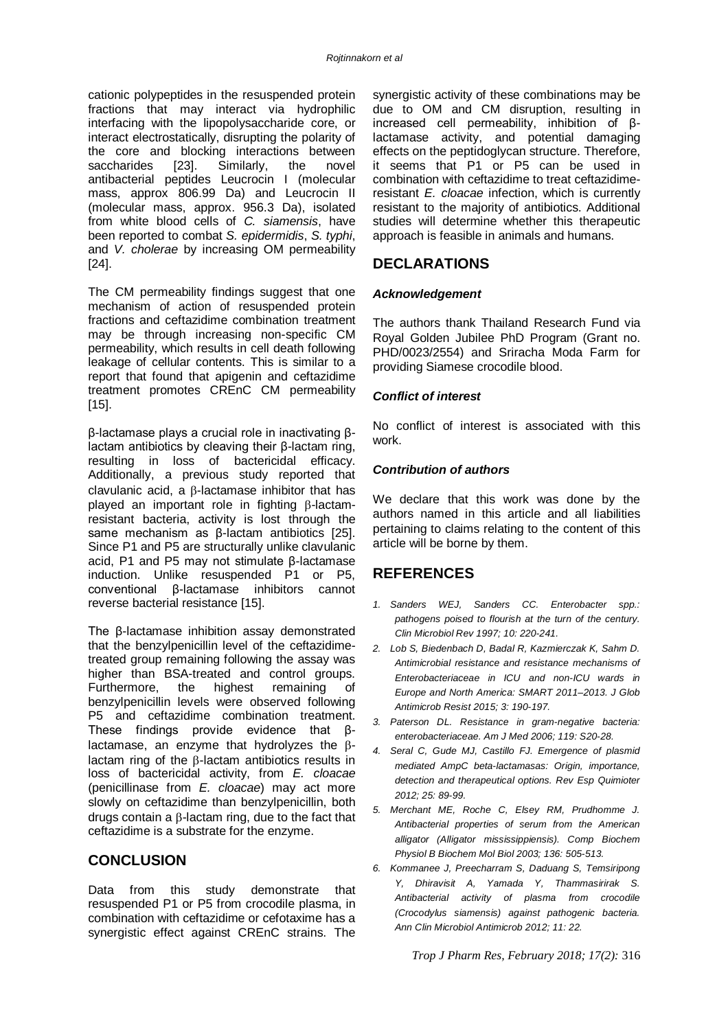cationic polypeptides in the resuspended protein fractions that may interact via hydrophilic interfacing with the lipopolysaccharide core, or interact electrostatically, disrupting the polarity of the core and blocking interactions between saccharides [23]. Similarly, the novel antibacterial peptides Leucrocin I (molecular mass, approx 806.99 Da) and Leucrocin II (molecular mass, approx. 956.3 Da), isolated from white blood cells of *C. siamensis*, have been reported to combat *S. epidermidis*, *S. typhi*, and *V. cholerae* by increasing OM permeability [24].

The CM permeability findings suggest that one mechanism of action of resuspended protein fractions and ceftazidime combination treatment may be through increasing non-specific CM permeability, which results in cell death following leakage of cellular contents. This is similar to a report that found that apigenin and ceftazidime treatment promotes CREnC CM permeability [15].

β-lactamase plays a crucial role in inactivating β-lactam antibiotics by cleaving their β-lactam ring, resulting in loss of bactericidal efficacy. Additionally, a previous study reported that clavulanic acid, a β-lactamase inhibitor that has played an important role in fighting β-lactam-resistant bacteria, activity is lost through the same mechanism as β-lactam antibiotics [25]. Since P1 and P5 are structurally unlike clavulanic acid, P1 and P5 may not stimulate β-lactamase induction. Unlike resuspended P1 or P5, conventional β-lactamase inhibitors cannot reverse bacterial resistance [15].

The β-lactamase inhibition assay demonstrated that the benzylpenicillin level of the ceftazidime-treated group remaining following the assay was higher than BSA-treated and control groups. Furthermore, the highest remaining of benzylpenicillin levels were observed following P5 and ceftazidime combination treatment. These findings provide evidence that β-lactamase, an enzyme that hydrolyzes the β-lactam ring of the β-lactam antibiotics results in loss of bactericidal activity, from *E. cloacae* (penicillinase from *E. cloacae*) may act more slowly on ceftazidime than benzylpenicillin, both drugs contain a β-lactam ring, due to the fact that ceftazidime is a substrate for the enzyme.

## CONCLUSION

Data from this study demonstrate that resuspended P1 or P5 from crocodile plasma, in combination with ceftazidime or cefotaxime has a synergistic effect against CREnC strains. The synergistic activity of these combinations may be due to OM and CM disruption, resulting in increased cell permeability, inhibition of β-lactamase activity, and potential damaging effects on the peptidoglycan structure. Therefore, it seems that P1 or P5 can be used in combination with ceftazidime to treat ceftazidime-resistant *E. cloacae* infection, which is currently resistant to the majority of antibiotics. Additional studies will determine whether this therapeutic approach is feasible in animals and humans.

## DECLARATIONS

### *Acknowledgement*

The authors thank Thailand Research Fund via Royal Golden Jubilee PhD Program (Grant no. PHD/0023/2554) and Sriracha Moda Farm for providing Siamese crocodile blood.

### *Conflict of interest*

No conflict of interest is associated with this work.

### *Contribution of authors*

We declare that this work was done by the authors named in this article and all liabilities pertaining to claims relating to the content of this article will be borne by them.

## REFERENCES

1. *Sanders WEJ, Sanders CC. Enterobacter spp.: pathogens poised to flourish at the turn of the century. Clin Microbiol Rev 1997; 10: 220-241.*
2. *Lob S, Biedenbach D, Badal R, Kazmierczak K, Sahm D. Antimicrobial resistance and resistance mechanisms of Enterobacteriaceae in ICU and non-ICU wards in Europe and North America: SMART 2011–2013. J Glob Antimicrob Resist 2015; 3: 190-197.*
3. *Paterson DL. Resistance in gram-negative bacteria: enterobacteriaceae. Am J Med 2006; 119: S20-28.*
4. *Seral C, Gude MJ, Castillo FJ. Emergence of plasmid mediated AmpC beta-lactamasas: Origin, importance, detection and therapeutical options. Rev Esp Quimioter 2012; 25: 89-99.*
5. *Merchant ME, Roche C, Elsey RM, Prudhomme J. Antibacterial properties of serum from the American alligator (Alligator mississippiensis). Comp Biochem Physiol B Biochem Mol Biol 2003; 136: 505-513.*
6. *Kommanee J, Preecharram S, Daduang S, Temsiripong Y, Dhiravisit A, Yamada Y, Thammasirirak S. Antibacterial activity of plasma from crocodile (Crocodylus siamensis) against pathogenic bacteria. Ann Clin Microbiol Antimicrob 2012; 11: 22.*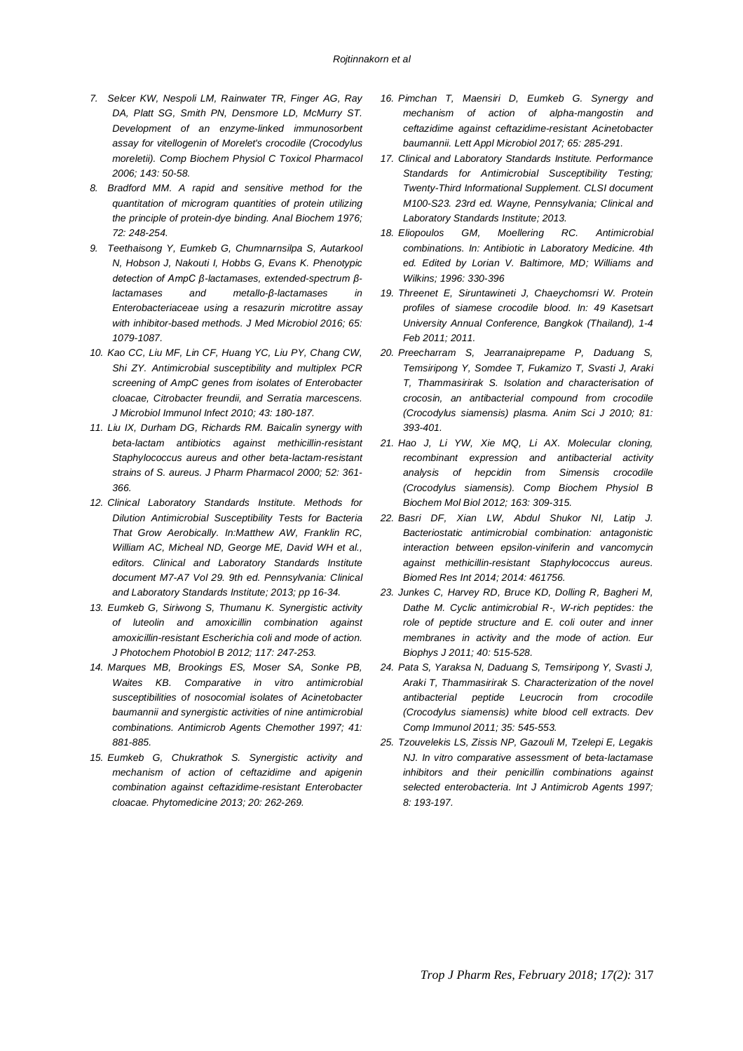7. Selcer KW, Nespoli LM, Rainwater TR, Finger AG, Ray DA, Platt SG, Smith PN, Densmore LD, McMurry ST. Development of an enzyme-linked immunosorbent assay for vitellogenin of Morelet's crocodile (Crocodylus moreletii). Comp Biochem Physiol C Toxicol Pharmacol 2006; 143: 50-58.
8. Bradford MM. A rapid and sensitive method for the quantitation of microgram quantities of protein utilizing the principle of protein-dye binding. Anal Biochem 1976; 72: 248-254.
9. Teethaisong Y, Eumkeb G, Chumnarnsilpa S, Autarkool N, Hobson J, Nakouti I, Hobbs G, Evans K. Phenotypic detection of AmpC β-lactamases, extended-spectrum β-lactamases and metallo-β-lactamases in Enterobacteriaceae using a resazurin microtitre assay with inhibitor-based methods. J Med Microbiol 2016; 65: 1079-1087.
10. Kao CC, Liu MF, Lin CF, Huang YC, Liu PY, Chang CW, Shi ZY. Antimicrobial susceptibility and multiplex PCR screening of AmpC genes from isolates of Enterobacter cloacae, Citrobacter freundii, and Serratia marcescens. J Microbiol Immunol Infect 2010; 43: 180-187.
11. Liu IX, Durham DG, Richards RM. Baicalin synergy with beta-lactam antibiotics against methicillin-resistant Staphylococcus aureus and other beta-lactam-resistant strains of S. aureus. J Pharm Pharmacol 2000; 52: 361-366.
12. Clinical Laboratory Standards Institute. Methods for Dilution Antimicrobial Susceptibility Tests for Bacteria That Grow Aerobically. In:Matthew AW, Franklin RC, William AC, Micheal ND, George ME, David WH et al., editors. Clinical and Laboratory Standards Institute document M7-A7 Vol 29. 9th ed. Pennsylvania: Clinical and Laboratory Standards Institute; 2013; pp 16-34.
13. Eumkeb G, Siriwong S, Thumanu K. Synergistic activity of luteolin and amoxicillin combination against amoxicillin-resistant Escherichia coli and mode of action. J Photochem Photobiol B 2012; 117: 247-253.
14. Marques MB, Brookings ES, Moser SA, Sonke PB, Waites KB. Comparative in vitro antimicrobial susceptibilities of nosocomial isolates of Acinetobacter baumannii and synergistic activities of nine antimicrobial combinations. Antimicrob Agents Chemother 1997; 41: 881-885.
15. Eumkeb G, Chukrathok S. Synergistic activity and mechanism of action of ceftazidime and apigenin combination against ceftazidime-resistant Enterobacter cloacae. Phytomedicine 2013; 20: 262-269.
16. Pimchan T, Maensiri D, Eumkeb G. Synergy and mechanism of action of alpha-mangostin and ceftazidime against ceftazidime-resistant Acinetobacter baumannii. Lett Appl Microbiol 2017; 65: 285-291.
17. Clinical and Laboratory Standards Institute. Performance Standards for Antimicrobial Susceptibility Testing; Twenty-Third Informational Supplement. CLSI document M100-S23. 23rd ed. Wayne, Pennsylvania; Clinical and Laboratory Standards Institute; 2013.
18. Eliopoulos GM, Moellering RC. Antimicrobial combinations. In: Antibiotic in Laboratory Medicine. 4th ed. Edited by Lorian V. Baltimore, MD; Williams and Wilkins; 1996: 330-396
19. Threenet E, Siruntawineti J, Chaeychomsri W. Protein profiles of siamese crocodile blood. In: 49 Kasetsart University Annual Conference, Bangkok (Thailand), 1-4 Feb 2011; 2011.
20. Preecharram S, Jearranaiprepame P, Daduang S, Temsiripong Y, Somdee T, Fukamizo T, Svasti J, Araki T, Thammasirirak S. Isolation and characterisation of crocosin, an antibacterial compound from crocodile (Crocodylus siamensis) plasma. Anim Sci J 2010; 81: 393-401.
21. Hao J, Li YW, Xie MQ, Li AX. Molecular cloning, recombinant expression and antibacterial activity analysis of hepcidin from Simensis crocodile (Crocodylus siamensis). Comp Biochem Physiol B Biochem Mol Biol 2012; 163: 309-315.
22. Basri DF, Xian LW, Abdul Shukor NI, Latip J. Bacteriostatic antimicrobial combination: antagonistic interaction between epsilon-viniferin and vancomycin against methicillin-resistant Staphylococcus aureus. Biomed Res Int 2014; 2014: 461756.
23. Junkes C, Harvey RD, Bruce KD, Dolling R, Bagheri M, Dathe M. Cyclic antimicrobial R-, W-rich peptides: the role of peptide structure and E. coli outer and inner membranes in activity and the mode of action. Eur Biophys J 2011; 40: 515-528.
24. Pata S, Yaraksa N, Daduang S, Temsiripong Y, Svasti J, Araki T, Thammasirirak S. Characterization of the novel antibacterial peptide Leucrocin from crocodile (Crocodylus siamensis) white blood cell extracts. Dev Comp Immunol 2011; 35: 545-553.
25. Tzouvelekis LS, Zissis NP, Gazouli M, Tzelepi E, Legakis NJ. In vitro comparative assessment of beta-lactamase inhibitors and their penicillin combinations against selected enterobacteria. Int J Antimicrob Agents 1997; 8: 193-197.